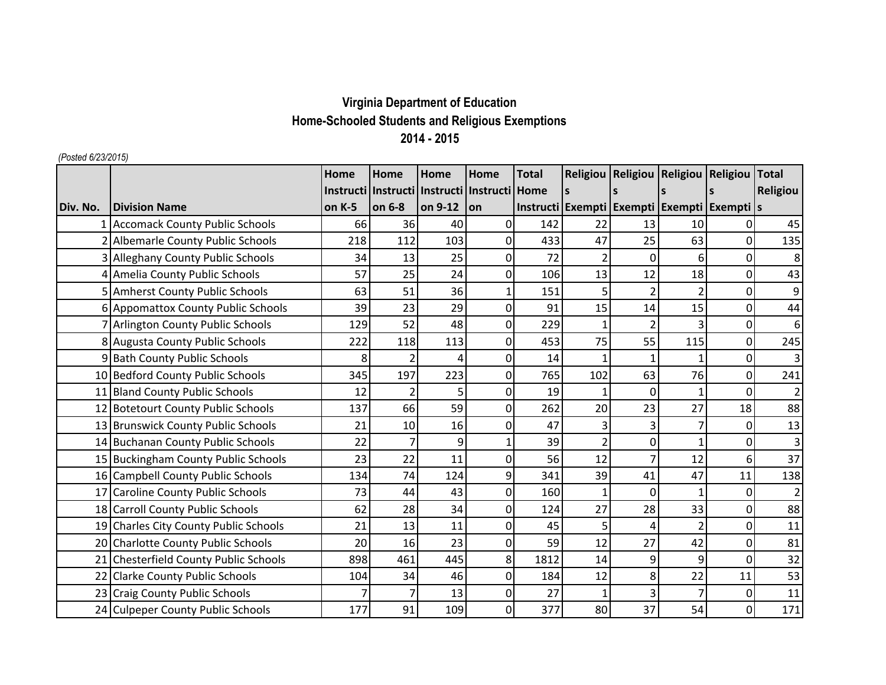# Virginia Department of Education
## Home-Schooled Students and Religious Exemptions
### 2014 - 2015

*(Posted 6/23/2015)*

| Div. No. | Division Name | Home Instruction K-5 | Home Instruction 6-8 | Home Instruction 9-12 | Home Instruction | Total Home Instruction | Religious Exemption | Religious Exemption | Religious Exemption | Religious Exemption | Total Religious |
|---|---|---|---|---|---|---|---|---|---|---|---|
| 1 | Accomack County Public Schools | 66 | 36 | 40 | 0 | 142 | 22 | 13 | 10 | 0 | 45 |
| 2 | Albemarle County Public Schools | 218 | 112 | 103 | 0 | 433 | 47 | 25 | 63 | 0 | 135 |
| 3 | Alleghany County Public Schools | 34 | 13 | 25 | 0 | 72 | 2 | 0 | 6 | 0 | 8 |
| 4 | Amelia County Public Schools | 57 | 25 | 24 | 0 | 106 | 13 | 12 | 18 | 0 | 43 |
| 5 | Amherst County Public Schools | 63 | 51 | 36 | 1 | 151 | 5 | 2 | 2 | 0 | 9 |
| 6 | Appomattox County Public Schools | 39 | 23 | 29 | 0 | 91 | 15 | 14 | 15 | 0 | 44 |
| 7 | Arlington County Public Schools | 129 | 52 | 48 | 0 | 229 | 1 | 2 | 3 | 0 | 6 |
| 8 | Augusta County Public Schools | 222 | 118 | 113 | 0 | 453 | 75 | 55 | 115 | 0 | 245 |
| 9 | Bath County Public Schools | 8 | 2 | 4 | 0 | 14 | 1 | 1 | 1 | 0 | 3 |
| 10 | Bedford County Public Schools | 345 | 197 | 223 | 0 | 765 | 102 | 63 | 76 | 0 | 241 |
| 11 | Bland County Public Schools | 12 | 2 | 5 | 0 | 19 | 1 | 0 | 1 | 0 | 2 |
| 12 | Botetourt County Public Schools | 137 | 66 | 59 | 0 | 262 | 20 | 23 | 27 | 18 | 88 |
| 13 | Brunswick County Public Schools | 21 | 10 | 16 | 0 | 47 | 3 | 3 | 7 | 0 | 13 |
| 14 | Buchanan County Public Schools | 22 | 7 | 9 | 1 | 39 | 2 | 0 | 1 | 0 | 3 |
| 15 | Buckingham County Public Schools | 23 | 22 | 11 | 0 | 56 | 12 | 7 | 12 | 6 | 37 |
| 16 | Campbell County Public Schools | 134 | 74 | 124 | 9 | 341 | 39 | 41 | 47 | 11 | 138 |
| 17 | Caroline County Public Schools | 73 | 44 | 43 | 0 | 160 | 1 | 0 | 1 | 0 | 2 |
| 18 | Carroll County Public Schools | 62 | 28 | 34 | 0 | 124 | 27 | 28 | 33 | 0 | 88 |
| 19 | Charles City County Public Schools | 21 | 13 | 11 | 0 | 45 | 5 | 4 | 2 | 0 | 11 |
| 20 | Charlotte County Public Schools | 20 | 16 | 23 | 0 | 59 | 12 | 27 | 42 | 0 | 81 |
| 21 | Chesterfield County Public Schools | 898 | 461 | 445 | 8 | 1812 | 14 | 9 | 9 | 0 | 32 |
| 22 | Clarke County Public Schools | 104 | 34 | 46 | 0 | 184 | 12 | 8 | 22 | 11 | 53 |
| 23 | Craig County Public Schools | 7 | 7 | 13 | 0 | 27 | 1 | 3 | 7 | 0 | 11 |
| 24 | Culpeper County Public Schools | 177 | 91 | 109 | 0 | 377 | 80 | 37 | 54 | 0 | 171 |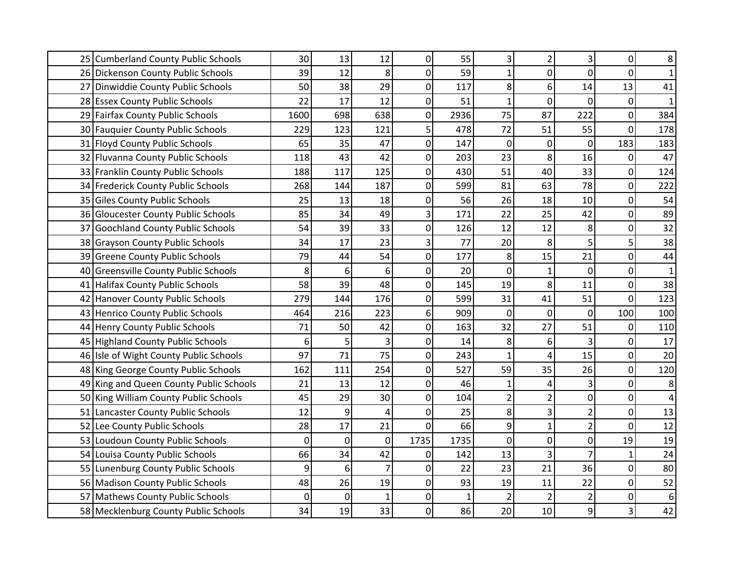| | | | | | | | | | | | |
|---|---|---|---|---|---|---|---|---|---|---|---|
| 25 | Cumberland County Public Schools | 30 | 13 | 12 | 0 | 55 | 3 | 2 | 3 | 0 | 8 |
| 26 | Dickenson County Public Schools | 39 | 12 | 8 | 0 | 59 | 1 | 0 | 0 | 0 | 1 |
| 27 | Dinwiddie County Public Schools | 50 | 38 | 29 | 0 | 117 | 8 | 6 | 14 | 13 | 41 |
| 28 | Essex County Public Schools | 22 | 17 | 12 | 0 | 51 | 1 | 0 | 0 | 0 | 1 |
| 29 | Fairfax County Public Schools | 1600 | 698 | 638 | 0 | 2936 | 75 | 87 | 222 | 0 | 384 |
| 30 | Fauquier County Public Schools | 229 | 123 | 121 | 5 | 478 | 72 | 51 | 55 | 0 | 178 |
| 31 | Floyd County Public Schools | 65 | 35 | 47 | 0 | 147 | 0 | 0 | 0 | 183 | 183 |
| 32 | Fluvanna County Public Schools | 118 | 43 | 42 | 0 | 203 | 23 | 8 | 16 | 0 | 47 |
| 33 | Franklin County Public Schools | 188 | 117 | 125 | 0 | 430 | 51 | 40 | 33 | 0 | 124 |
| 34 | Frederick County Public Schools | 268 | 144 | 187 | 0 | 599 | 81 | 63 | 78 | 0 | 222 |
| 35 | Giles County Public Schools | 25 | 13 | 18 | 0 | 56 | 26 | 18 | 10 | 0 | 54 |
| 36 | Gloucester County Public Schools | 85 | 34 | 49 | 3 | 171 | 22 | 25 | 42 | 0 | 89 |
| 37 | Goochland County Public Schools | 54 | 39 | 33 | 0 | 126 | 12 | 12 | 8 | 0 | 32 |
| 38 | Grayson County Public Schools | 34 | 17 | 23 | 3 | 77 | 20 | 8 | 5 | 5 | 38 |
| 39 | Greene County Public Schools | 79 | 44 | 54 | 0 | 177 | 8 | 15 | 21 | 0 | 44 |
| 40 | Greensville County Public Schools | 8 | 6 | 6 | 0 | 20 | 0 | 1 | 0 | 0 | 1 |
| 41 | Halifax County Public Schools | 58 | 39 | 48 | 0 | 145 | 19 | 8 | 11 | 0 | 38 |
| 42 | Hanover County Public Schools | 279 | 144 | 176 | 0 | 599 | 31 | 41 | 51 | 0 | 123 |
| 43 | Henrico County Public Schools | 464 | 216 | 223 | 6 | 909 | 0 | 0 | 0 | 100 | 100 |
| 44 | Henry County Public Schools | 71 | 50 | 42 | 0 | 163 | 32 | 27 | 51 | 0 | 110 |
| 45 | Highland County Public Schools | 6 | 5 | 3 | 0 | 14 | 8 | 6 | 3 | 0 | 17 |
| 46 | Isle of Wight County Public Schools | 97 | 71 | 75 | 0 | 243 | 1 | 4 | 15 | 0 | 20 |
| 48 | King George County Public Schools | 162 | 111 | 254 | 0 | 527 | 59 | 35 | 26 | 0 | 120 |
| 49 | King and Queen County Public Schools | 21 | 13 | 12 | 0 | 46 | 1 | 4 | 3 | 0 | 8 |
| 50 | King William County Public Schools | 45 | 29 | 30 | 0 | 104 | 2 | 2 | 0 | 0 | 4 |
| 51 | Lancaster County Public Schools | 12 | 9 | 4 | 0 | 25 | 8 | 3 | 2 | 0 | 13 |
| 52 | Lee County Public Schools | 28 | 17 | 21 | 0 | 66 | 9 | 1 | 2 | 0 | 12 |
| 53 | Loudoun County Public Schools | 0 | 0 | 0 | 1735 | 1735 | 0 | 0 | 0 | 19 | 19 |
| 54 | Louisa County Public Schools | 66 | 34 | 42 | 0 | 142 | 13 | 3 | 7 | 1 | 24 |
| 55 | Lunenburg County Public Schools | 9 | 6 | 7 | 0 | 22 | 23 | 21 | 36 | 0 | 80 |
| 56 | Madison County Public Schools | 48 | 26 | 19 | 0 | 93 | 19 | 11 | 22 | 0 | 52 |
| 57 | Mathews County Public Schools | 0 | 0 | 1 | 0 | 1 | 2 | 2 | 2 | 0 | 6 |
| 58 | Mecklenburg County Public Schools | 34 | 19 | 33 | 0 | 86 | 20 | 10 | 9 | 3 | 42 |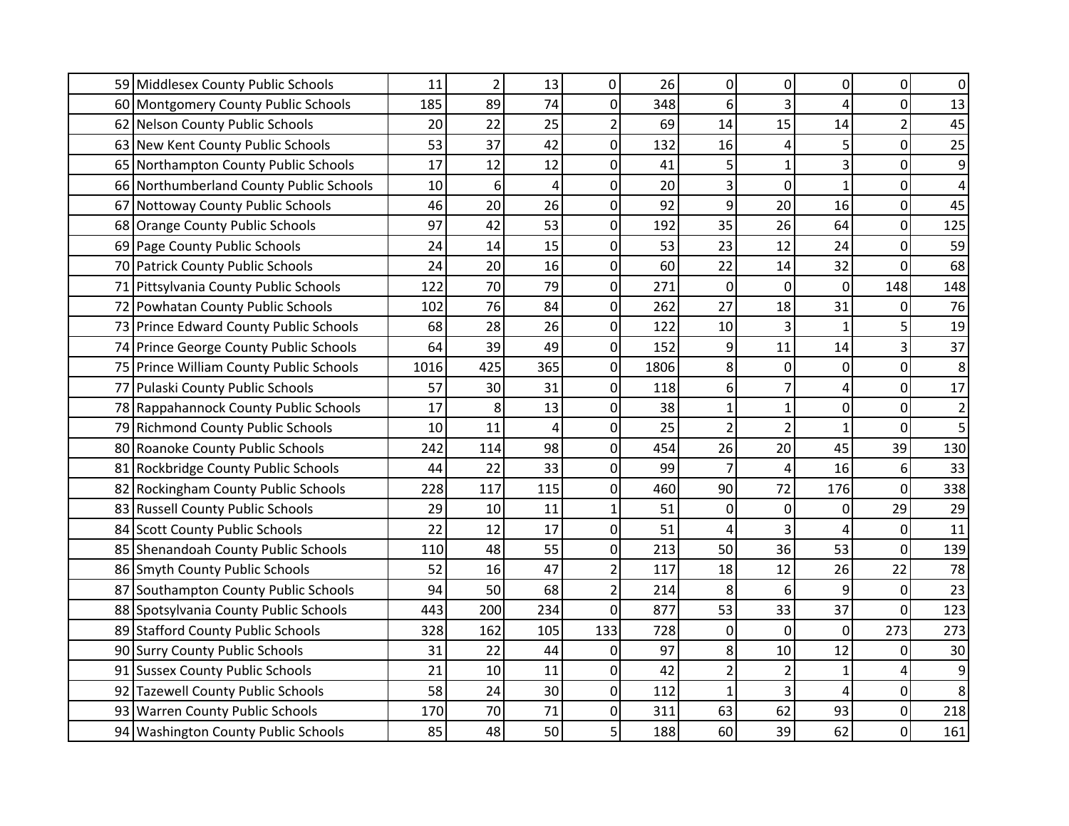| | | | | | | | | | | | |
|---|---|---|---|---|---|---|---|---|---|---|---|
| 59 | Middlesex County Public Schools | 11 | 2 | 13 | 0 | 26 | 0 | 0 | 0 | 0 | 0 |
| 60 | Montgomery County Public Schools | 185 | 89 | 74 | 0 | 348 | 6 | 3 | 4 | 0 | 13 |
| 62 | Nelson County Public Schools | 20 | 22 | 25 | 2 | 69 | 14 | 15 | 14 | 2 | 45 |
| 63 | New Kent County Public Schools | 53 | 37 | 42 | 0 | 132 | 16 | 4 | 5 | 0 | 25 |
| 65 | Northampton County Public Schools | 17 | 12 | 12 | 0 | 41 | 5 | 1 | 3 | 0 | 9 |
| 66 | Northumberland County Public Schools | 10 | 6 | 4 | 0 | 20 | 3 | 0 | 1 | 0 | 4 |
| 67 | Nottoway County Public Schools | 46 | 20 | 26 | 0 | 92 | 9 | 20 | 16 | 0 | 45 |
| 68 | Orange County Public Schools | 97 | 42 | 53 | 0 | 192 | 35 | 26 | 64 | 0 | 125 |
| 69 | Page County Public Schools | 24 | 14 | 15 | 0 | 53 | 23 | 12 | 24 | 0 | 59 |
| 70 | Patrick County Public Schools | 24 | 20 | 16 | 0 | 60 | 22 | 14 | 32 | 0 | 68 |
| 71 | Pittsylvania County Public Schools | 122 | 70 | 79 | 0 | 271 | 0 | 0 | 0 | 148 | 148 |
| 72 | Powhatan County Public Schools | 102 | 76 | 84 | 0 | 262 | 27 | 18 | 31 | 0 | 76 |
| 73 | Prince Edward County Public Schools | 68 | 28 | 26 | 0 | 122 | 10 | 3 | 1 | 5 | 19 |
| 74 | Prince George County Public Schools | 64 | 39 | 49 | 0 | 152 | 9 | 11 | 14 | 3 | 37 |
| 75 | Prince William County Public Schools | 1016 | 425 | 365 | 0 | 1806 | 8 | 0 | 0 | 0 | 8 |
| 77 | Pulaski County Public Schools | 57 | 30 | 31 | 0 | 118 | 6 | 7 | 4 | 0 | 17 |
| 78 | Rappahannock County Public Schools | 17 | 8 | 13 | 0 | 38 | 1 | 1 | 0 | 0 | 2 |
| 79 | Richmond County Public Schools | 10 | 11 | 4 | 0 | 25 | 2 | 2 | 1 | 0 | 5 |
| 80 | Roanoke County Public Schools | 242 | 114 | 98 | 0 | 454 | 26 | 20 | 45 | 39 | 130 |
| 81 | Rockbridge County Public Schools | 44 | 22 | 33 | 0 | 99 | 7 | 4 | 16 | 6 | 33 |
| 82 | Rockingham County Public Schools | 228 | 117 | 115 | 0 | 460 | 90 | 72 | 176 | 0 | 338 |
| 83 | Russell County Public Schools | 29 | 10 | 11 | 1 | 51 | 0 | 0 | 0 | 29 | 29 |
| 84 | Scott County Public Schools | 22 | 12 | 17 | 0 | 51 | 4 | 3 | 4 | 0 | 11 |
| 85 | Shenandoah County Public Schools | 110 | 48 | 55 | 0 | 213 | 50 | 36 | 53 | 0 | 139 |
| 86 | Smyth County Public Schools | 52 | 16 | 47 | 2 | 117 | 18 | 12 | 26 | 22 | 78 |
| 87 | Southampton County Public Schools | 94 | 50 | 68 | 2 | 214 | 8 | 6 | 9 | 0 | 23 |
| 88 | Spotsylvania County Public Schools | 443 | 200 | 234 | 0 | 877 | 53 | 33 | 37 | 0 | 123 |
| 89 | Stafford County Public Schools | 328 | 162 | 105 | 133 | 728 | 0 | 0 | 0 | 273 | 273 |
| 90 | Surry County Public Schools | 31 | 22 | 44 | 0 | 97 | 8 | 10 | 12 | 0 | 30 |
| 91 | Sussex County Public Schools | 21 | 10 | 11 | 0 | 42 | 2 | 2 | 1 | 4 | 9 |
| 92 | Tazewell County Public Schools | 58 | 24 | 30 | 0 | 112 | 1 | 3 | 4 | 0 | 8 |
| 93 | Warren County Public Schools | 170 | 70 | 71 | 0 | 311 | 63 | 62 | 93 | 0 | 218 |
| 94 | Washington County Public Schools | 85 | 48 | 50 | 5 | 188 | 60 | 39 | 62 | 0 | 161 |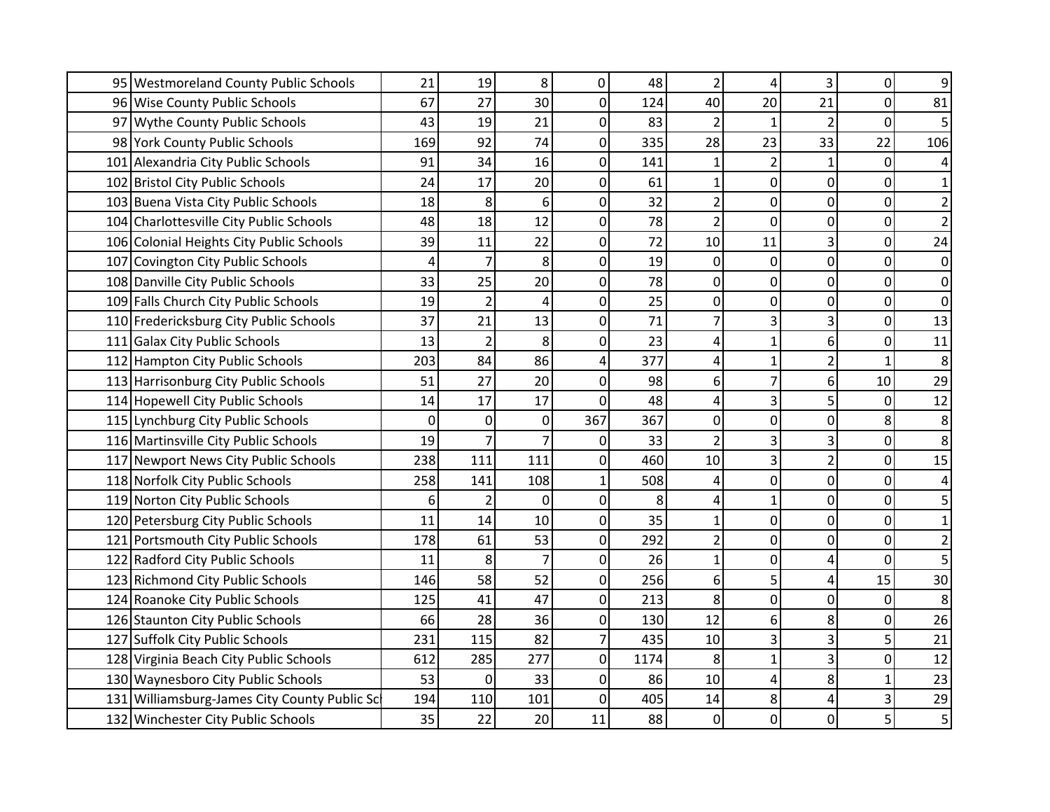| | | | | | | | | | | | |
|---|---|---|---|---|---|---|---|---|---|---|---|
| 95 | Westmoreland County Public Schools | 21 | 19 | 8 | 0 | 48 | 2 | 4 | 3 | 0 | 9 |
| 96 | Wise County Public Schools | 67 | 27 | 30 | 0 | 124 | 40 | 20 | 21 | 0 | 81 |
| 97 | Wythe County Public Schools | 43 | 19 | 21 | 0 | 83 | 2 | 1 | 2 | 0 | 5 |
| 98 | York County Public Schools | 169 | 92 | 74 | 0 | 335 | 28 | 23 | 33 | 22 | 106 |
| 101 | Alexandria City Public Schools | 91 | 34 | 16 | 0 | 141 | 1 | 2 | 1 | 0 | 4 |
| 102 | Bristol City Public Schools | 24 | 17 | 20 | 0 | 61 | 1 | 0 | 0 | 0 | 1 |
| 103 | Buena Vista City Public Schools | 18 | 8 | 6 | 0 | 32 | 2 | 0 | 0 | 0 | 2 |
| 104 | Charlottesville City Public Schools | 48 | 18 | 12 | 0 | 78 | 2 | 0 | 0 | 0 | 2 |
| 106 | Colonial Heights City Public Schools | 39 | 11 | 22 | 0 | 72 | 10 | 11 | 3 | 0 | 24 |
| 107 | Covington City Public Schools | 4 | 7 | 8 | 0 | 19 | 0 | 0 | 0 | 0 | 0 |
| 108 | Danville City Public Schools | 33 | 25 | 20 | 0 | 78 | 0 | 0 | 0 | 0 | 0 |
| 109 | Falls Church City Public Schools | 19 | 2 | 4 | 0 | 25 | 0 | 0 | 0 | 0 | 0 |
| 110 | Fredericksburg City Public Schools | 37 | 21 | 13 | 0 | 71 | 7 | 3 | 3 | 0 | 13 |
| 111 | Galax City Public Schools | 13 | 2 | 8 | 0 | 23 | 4 | 1 | 6 | 0 | 11 |
| 112 | Hampton City Public Schools | 203 | 84 | 86 | 4 | 377 | 4 | 1 | 2 | 1 | 8 |
| 113 | Harrisonburg City Public Schools | 51 | 27 | 20 | 0 | 98 | 6 | 7 | 6 | 10 | 29 |
| 114 | Hopewell City Public Schools | 14 | 17 | 17 | 0 | 48 | 4 | 3 | 5 | 0 | 12 |
| 115 | Lynchburg City Public Schools | 0 | 0 | 0 | 367 | 367 | 0 | 0 | 0 | 8 | 8 |
| 116 | Martinsville City Public Schools | 19 | 7 | 7 | 0 | 33 | 2 | 3 | 3 | 0 | 8 |
| 117 | Newport News City Public Schools | 238 | 111 | 111 | 0 | 460 | 10 | 3 | 2 | 0 | 15 |
| 118 | Norfolk City Public Schools | 258 | 141 | 108 | 1 | 508 | 4 | 0 | 0 | 0 | 4 |
| 119 | Norton City Public Schools | 6 | 2 | 0 | 0 | 8 | 4 | 1 | 0 | 0 | 5 |
| 120 | Petersburg City Public Schools | 11 | 14 | 10 | 0 | 35 | 1 | 0 | 0 | 0 | 1 |
| 121 | Portsmouth City Public Schools | 178 | 61 | 53 | 0 | 292 | 2 | 0 | 0 | 0 | 2 |
| 122 | Radford City Public Schools | 11 | 8 | 7 | 0 | 26 | 1 | 0 | 4 | 0 | 5 |
| 123 | Richmond City Public Schools | 146 | 58 | 52 | 0 | 256 | 6 | 5 | 4 | 15 | 30 |
| 124 | Roanoke City Public Schools | 125 | 41 | 47 | 0 | 213 | 8 | 0 | 0 | 0 | 8 |
| 126 | Staunton City Public Schools | 66 | 28 | 36 | 0 | 130 | 12 | 6 | 8 | 0 | 26 |
| 127 | Suffolk City Public Schools | 231 | 115 | 82 | 7 | 435 | 10 | 3 | 3 | 5 | 21 |
| 128 | Virginia Beach City Public Schools | 612 | 285 | 277 | 0 | 1174 | 8 | 1 | 3 | 0 | 12 |
| 130 | Waynesboro City Public Schools | 53 | 0 | 33 | 0 | 86 | 10 | 4 | 8 | 1 | 23 |
| 131 | Williamsburg-James City County Public Sc | 194 | 110 | 101 | 0 | 405 | 14 | 8 | 4 | 3 | 29 |
| 132 | Winchester City Public Schools | 35 | 22 | 20 | 11 | 88 | 0 | 0 | 0 | 5 | 5 |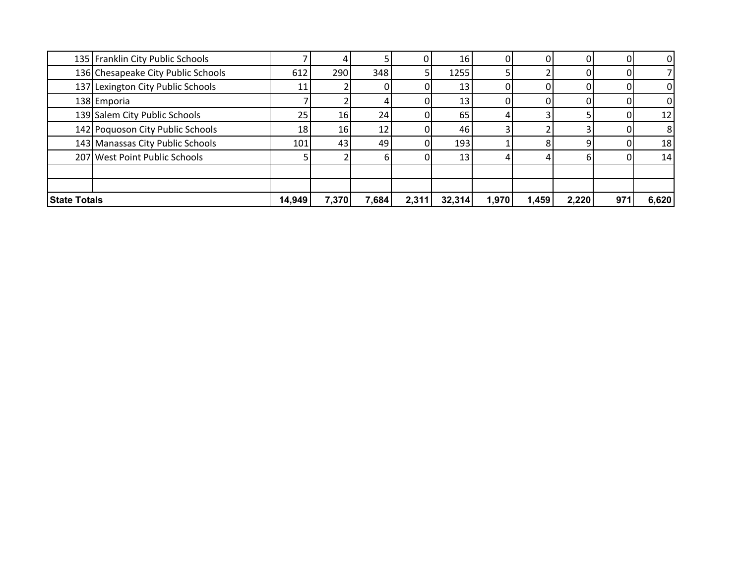| | | | | | | | | | | | |
|---|---|---|---|---|---|---|---|---|---|---|---|
| 135 | Franklin City Public Schools | 7 | 4 | 5 | 0 | 16 | 0 | 0 | 0 | 0 | 0 |
| 136 | Chesapeake City Public Schools | 612 | 290 | 348 | 5 | 1255 | 5 | 2 | 0 | 0 | 7 |
| 137 | Lexington City Public Schools | 11 | 2 | 0 | 0 | 13 | 0 | 0 | 0 | 0 | 0 |
| 138 | Emporia | 7 | 2 | 4 | 0 | 13 | 0 | 0 | 0 | 0 | 0 |
| 139 | Salem City Public Schools | 25 | 16 | 24 | 0 | 65 | 4 | 3 | 5 | 0 | 12 |
| 142 | Poquoson City Public Schools | 18 | 16 | 12 | 0 | 46 | 3 | 2 | 3 | 0 | 8 |
| 143 | Manassas City Public Schools | 101 | 43 | 49 | 0 | 193 | 1 | 8 | 9 | 0 | 18 |
| 207 | West Point Public Schools | 5 | 2 | 6 | 0 | 13 | 4 | 4 | 6 | 0 | 14 |
| | | | | | | | | | | | |
| | | | | | | | | | | | |
| **State Totals** | | **14,949** | **7,370** | **7,684** | **2,311** | **32,314** | **1,970** | **1,459** | **2,220** | **971** | **6,620** |